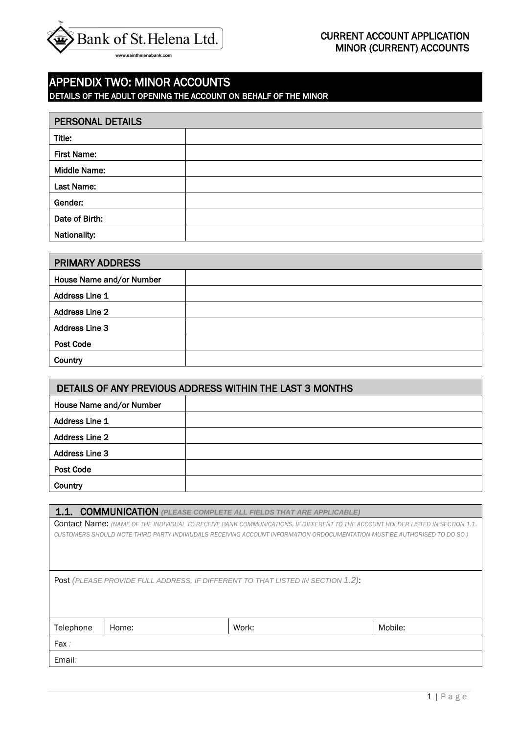Bank of St. Helena Ltd.

www.sainthelenabank.com

CURRENT ACCOUNT APPLICATION
MINOR (CURRENT) ACCOUNTS

# APPENDIX TWO: MINOR ACCOUNTS

## DETAILS OF THE ADULT OPENING THE ACCOUNT ON BEHALF OF THE MINOR

| PERSONAL DETAILS | |
|---|---|
| **Title:** | |
| **First Name:** | |
| **Middle Name:** | |
| **Last Name:** | |
| **Gender:** | |
| **Date of Birth:** | |
| **Nationality:** | |

| PRIMARY ADDRESS | |
|---|---|
| **House Name and/or Number** | |
| **Address Line 1** | |
| **Address Line 2** | |
| **Address Line 3** | |
| **Post Code** | |
| **Country** | |

| DETAILS OF ANY PREVIOUS ADDRESS WITHIN THE LAST 3 MONTHS | |
|---|---|
| **House Name and/or Number** | |
| **Address Line 1** | |
| **Address Line 2** | |
| **Address Line 3** | |
| **Post Code** | |
| **Country** | |

| **1.1. COMMUNICATION** *(PLEASE COMPLETE ALL FIELDS THAT ARE APPLICABLE)* | | | |
|---|---|---|---|
| Contact Name: *(NAME OF THE INDIVIDUAL TO RECEIVE BANK COMMUNICATIONS, IF DIFFERENT TO THE ACCOUNT HOLDER LISTED IN SECTION 1.1. CUSTOMERS SHOULD NOTE THIRD PARTY INDIVIUDALS RECEIVING ACCOUNT INFORMATION ORDOCUMENTATION MUST BE AUTHORISED TO DO SO )* | | | |
| Post *(PLEASE PROVIDE FULL ADDRESS, IF DIFFERENT TO THAT LISTED IN SECTION 1.2)*: | | | |
| Telephone | Home: | Work: | Mobile: |
| Fax : | | | |
| Email: | | | |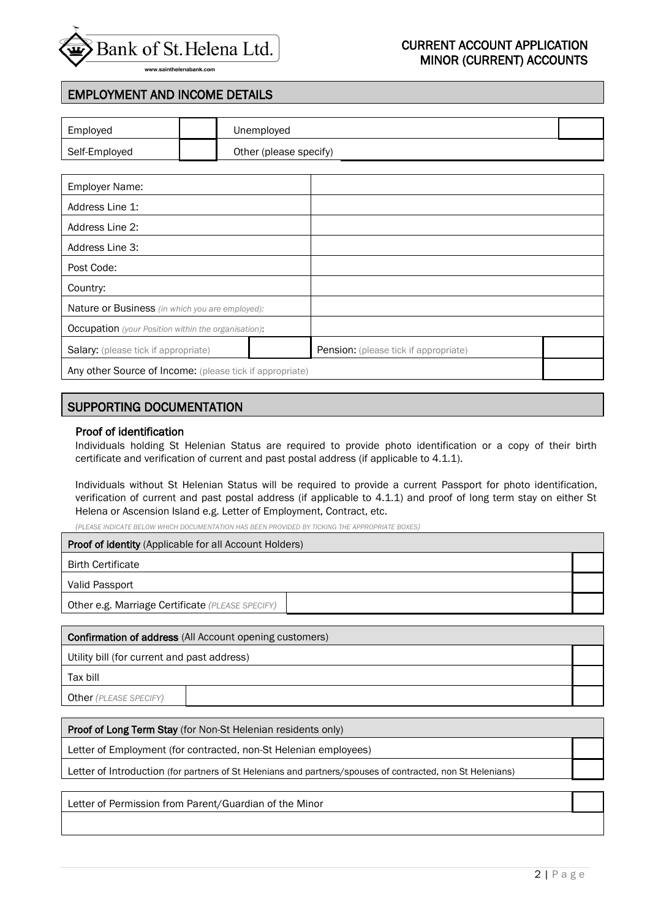## EMPLOYMENT AND INCOME DETAILS

| | | | |
|---|---|---|---|
| Employed | | Unemployed | |
| Self-Employed | | Other (please specify) | |

| | | | |
|---|---|---|---|
| Employer Name: | | | |
| Address Line 1: | | | |
| Address Line 2: | | | |
| Address Line 3: | | | |
| Post Code: | | | |
| Country: | | | |
| **Nature or Business** *(in which you are employed):* | | | |
| **Occupation** *(your Position within the organisation):* | | | |
| **Salary:** (please tick if appropriate) | | **Pension:** (please tick if appropriate) | |
| **Any other Source of Income:** (please tick if appropriate) | | | |

## SUPPORTING DOCUMENTATION

### Proof of identification

Individuals holding St Helenian Status are required to provide photo identification or a copy of their birth certificate and verification of current and past postal address (if applicable to 4.1.1).

Individuals without St Helenian Status will be required to provide a current Passport for photo identification, verification of current and past postal address (if applicable to 4.1.1) and proof of long term stay on either St Helena or Ascension Island e.g. Letter of Employment, Contract, etc.

*(PLEASE INDICATE BELOW WHICH DOCUMENTATION HAS BEEN PROVIDED BY TICKING THE APPROPRIATE BOXES)*

| **Proof of identity** (Applicable for all Account Holders) | | |
|---|---|---|
| Birth Certificate | | |
| Valid Passport | | |
| Other e.g. Marriage Certificate *(PLEASE SPECIFY)* | | |

| **Confirmation of address** (All Account opening customers) | | |
|---|---|---|
| Utility bill (for current and past address) | | |
| Tax bill | | |
| Other *(PLEASE SPECIFY)* | | |

| **Proof of Long Term Stay** (for Non-St Helenian residents only) | |
|---|---|
| Letter of Employment (for contracted, non-St Helenian employees) | |
| Letter of Introduction (for partners of St Helenians and partners/spouses of contracted, non St Helenians) | |

| Letter of Permission from Parent/Guardian of the Minor | |
|---|---|
| | |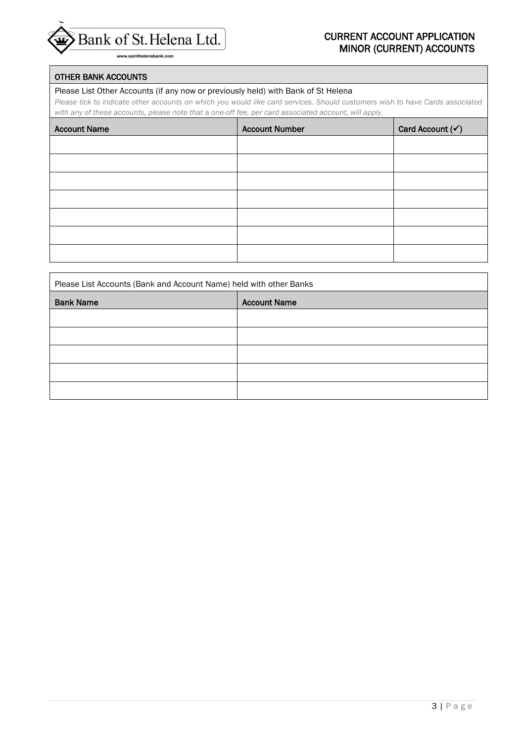## OTHER BANK ACCOUNTS

Please List Other Accounts (if any now or previously held) with Bank of St Helena

*Please tick to indicate other accounts on which you would like card services. Should customers wish to have Cards associated with any of these accounts, please note that a one-off fee, per card associated account, will apply.*

| Account Name | Account Number | Card Account (✓) |
|---|---|---|
| | | |
| | | |
| | | |
| | | |
| | | |
| | | |
| | | |

Please List Accounts (Bank and Account Name) held with other Banks

| Bank Name | Account Name |
|---|---|
| | |
| | |
| | |
| | |
| | |